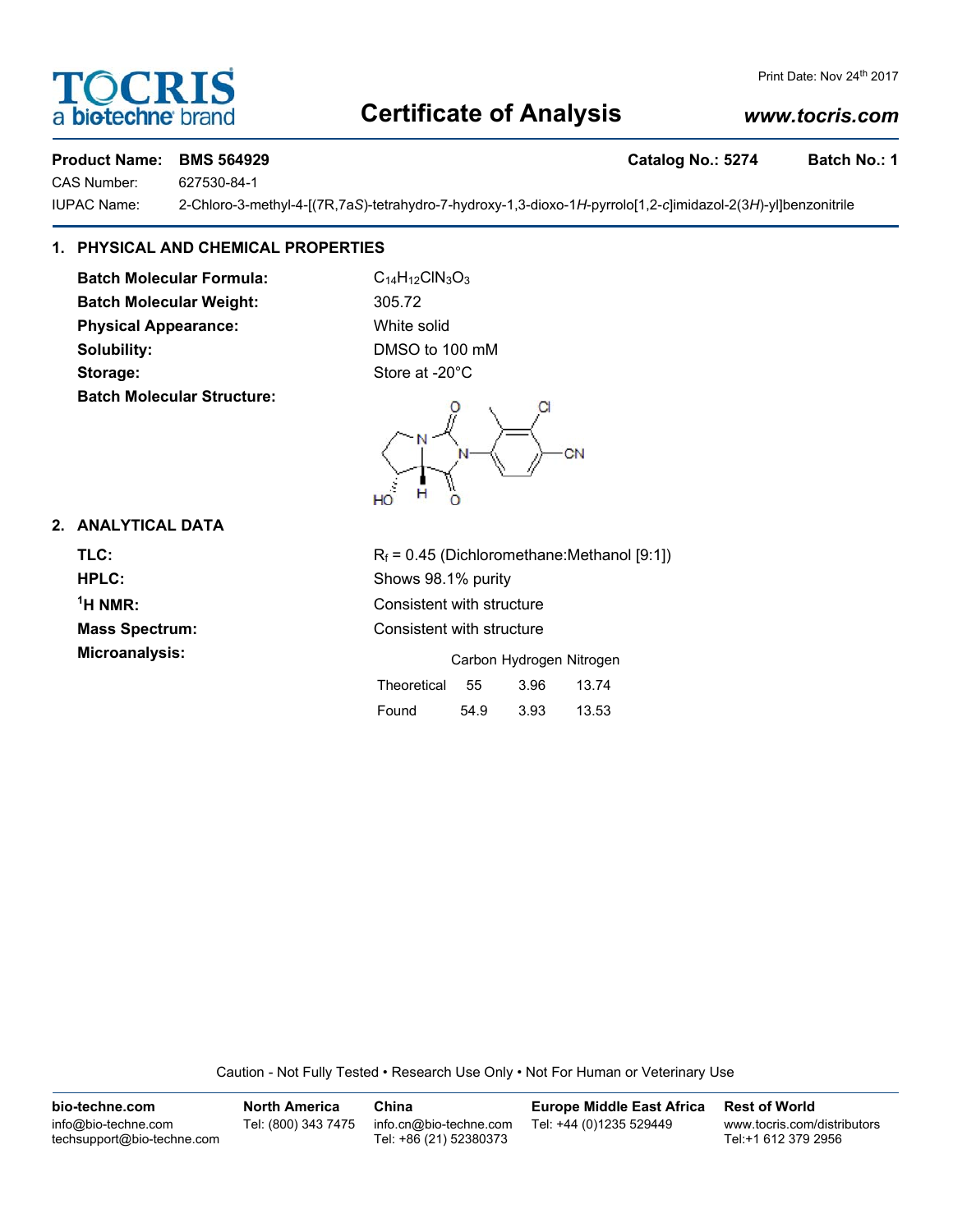# Certificate of Analysis

Print Date: Nov 24th 2017

www.tocris.com

**Product Name: BMS 564929** **Catalog No.: 5274** **Batch No.: 1**

CAS Number: 627530-84-1

IUPAC Name: 2-Chloro-3-methyl-4-[(7R,7a*S*)-tetrahydro-7-hydroxy-1,3-dioxo-1*H*-pyrrolo[1,2-*c*]imidazol-2(3*H*)-yl]benzonitrile

## 1. PHYSICAL AND CHEMICAL PROPERTIES

**Batch Molecular Formula:** $C_{14}H_{12}ClN_3O_3$

**Batch Molecular Weight:** 305.72

**Physical Appearance:** White solid

**Solubility:** DMSO to 100 mM

**Storage:** Store at -20°C

**Batch Molecular Structure:**

## 2. ANALYTICAL DATA

**TLC:** $R_f$ = 0.45 (Dichloromethane:Methanol [9:1])

**HPLC:** Shows 98.1% purity

**$^1$H NMR:** Consistent with structure

**Mass Spectrum:** Consistent with structure

**Microanalysis:**

| | Carbon | Hydrogen | Nitrogen |
|---|---|---|---|
| Theoretical | 55 | 3.96 | 13.74 |
| Found | 54.9 | 3.93 | 13.53 |

Caution - Not Fully Tested • Research Use Only • Not For Human or Veterinary Use

| bio-techne.com | North America | China | Europe Middle East Africa | Rest of World |
|---|---|---|---|---|
| info@bio-techne.com<br>techsupport@bio-techne.com | Tel: (800) 343 7475 | info.cn@bio-techne.com<br>Tel: +86 (21) 52380373 | Tel: +44 (0)1235 529449 | www.tocris.com/distributors<br>Tel:+1 612 379 2956 |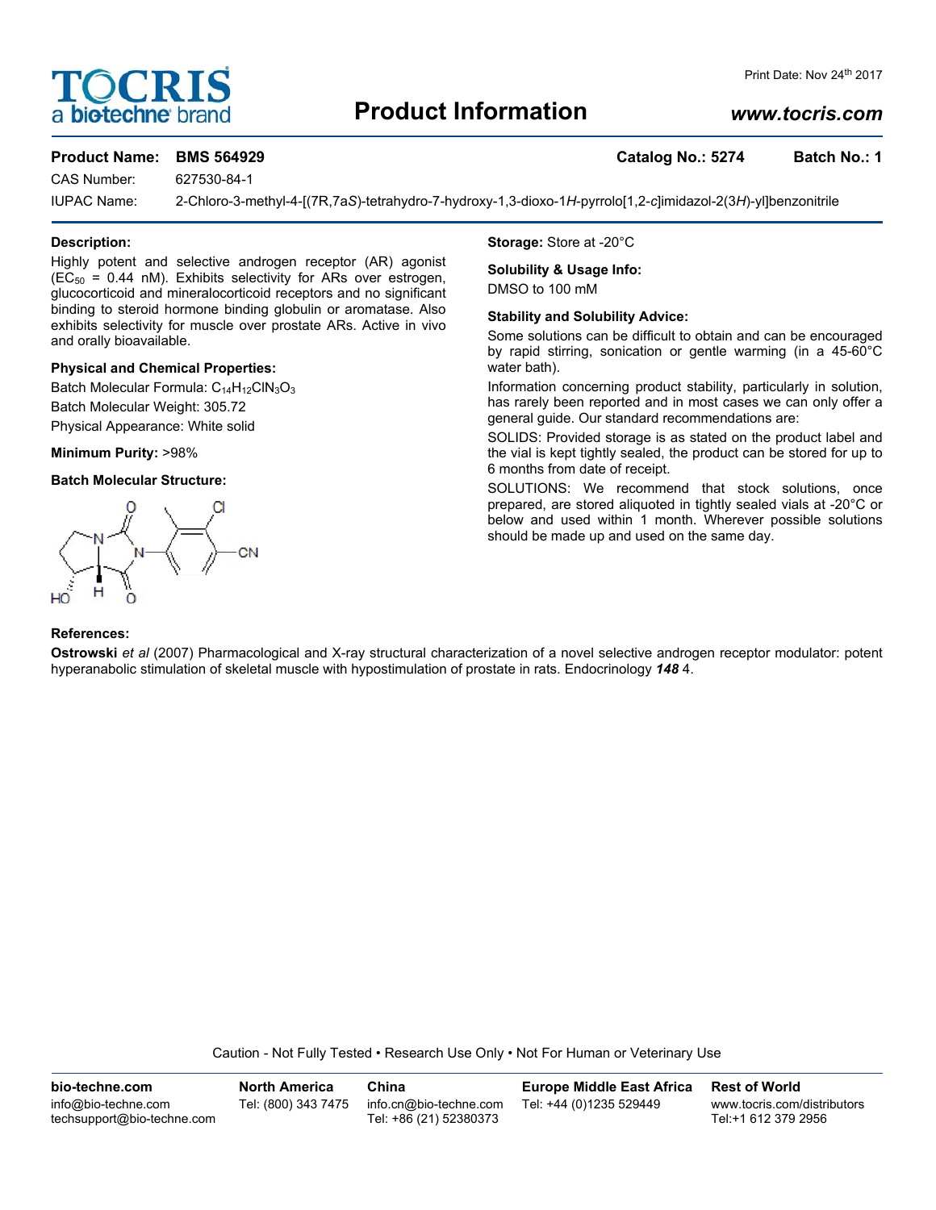# TOCRIS
a biotechne brand

# Product Information

www.tocris.com

Print Date: Nov 24th 2017

**Product Name: BMS 564929** **Catalog No.: 5274** **Batch No.: 1**

CAS Number: 627530-84-1

IUPAC Name: 2-Chloro-3-methyl-4-[(7R,7a*S*)-tetrahydro-7-hydroxy-1,3-dioxo-1*H*-pyrrolo[1,2-*c*]imidazol-2(3*H*)-yl]benzonitrile

### Description:

Highly potent and selective androgen receptor (AR) agonist ($EC_{50}$ = 0.44 nM). Exhibits selectivity for ARs over estrogen, glucocorticoid and mineralocorticoid receptors and no significant binding to steroid hormone binding globulin or aromatase. Also exhibits selectivity for muscle over prostate ARs. Active in vivo and orally bioavailable.

### Physical and Chemical Properties:

Batch Molecular Formula: $C_{14}H_{12}ClN_3O_3$

Batch Molecular Weight: 305.72

Physical Appearance: White solid

**Minimum Purity:** >98%

### Batch Molecular Structure:

O
N
N
Cl
CN
HO
H
O

**Storage:** Store at -20°C

### Solubility & Usage Info:

DMSO to 100 mM

### Stability and Solubility Advice:

Some solutions can be difficult to obtain and can be encouraged by rapid stirring, sonication or gentle warming (in a 45-60°C water bath).

Information concerning product stability, particularly in solution, has rarely been reported and in most cases we can only offer a general guide. Our standard recommendations are:

SOLIDS: Provided storage is as stated on the product label and the vial is kept tightly sealed, the product can be stored for up to 6 months from date of receipt.

SOLUTIONS: We recommend that stock solutions, once prepared, are stored aliquoted in tightly sealed vials at -20°C or below and used within 1 month. Wherever possible solutions should be made up and used on the same day.

### References:

**Ostrowski** *et al* (2007) Pharmacological and X-ray structural characterization of a novel selective androgen receptor modulator: potent hyperanabolic stimulation of skeletal muscle with hypostimulation of prostate in rats. Endocrinology ***148*** 4.

Caution - Not Fully Tested • Research Use Only • Not For Human or Veterinary Use

| bio-techne.com | North America | China | Europe Middle East Africa | Rest of World |
| --- | --- | --- | --- | --- |
| info@bio-techne.com | Tel: (800) 343 7475 | info.cn@bio-techne.com | Tel: +44 (0)1235 529449 | www.tocris.com/distributors |
| techsupport@bio-techne.com | | Tel: +86 (21) 52380373 | | Tel:+1 612 379 2956 |